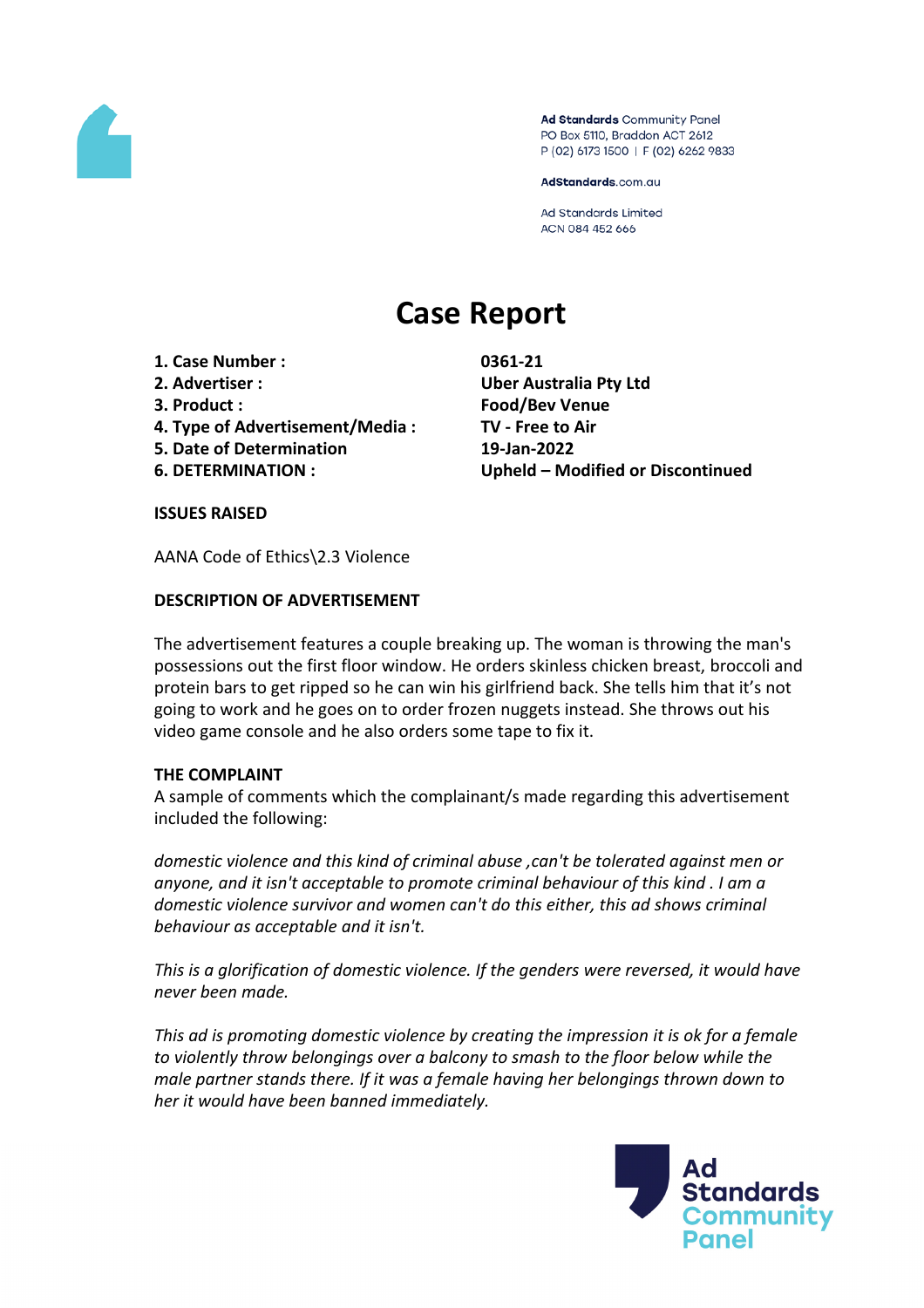Ad Standards Community Panel
PO Box 5110, Braddon ACT 2612
P (02) 6173 1500 | F (02) 6262 9833

AdStandards.com.au

Ad Standards Limited
ACN 084 452 666

# Case Report

| | |
|---|---|
| **1. Case Number :** | **0361-21** |
| **2. Advertiser :** | **Uber Australia Pty Ltd** |
| **3. Product :** | **Food/Bev Venue** |
| **4. Type of Advertisement/Media :** | **TV - Free to Air** |
| **5. Date of Determination** | **19-Jan-2022** |
| **6. DETERMINATION :** | **Upheld – Modified or Discontinued** |

**ISSUES RAISED**

AANA Code of Ethics\2.3 Violence

**DESCRIPTION OF ADVERTISEMENT**

The advertisement features a couple breaking up. The woman is throwing the man's possessions out the first floor window. He orders skinless chicken breast, broccoli and protein bars to get ripped so he can win his girlfriend back. She tells him that it's not going to work and he goes on to order frozen nuggets instead. She throws out his video game console and he also orders some tape to fix it.

**THE COMPLAINT**

A sample of comments which the complainant/s made regarding this advertisement included the following:

*domestic violence and this kind of criminal abuse ,can't be tolerated against men or anyone, and it isn't acceptable to promote criminal behaviour of this kind . I am a domestic violence survivor and women can't do this either, this ad shows criminal behaviour as acceptable and it isn't.*

*This is a glorification of domestic violence. If the genders were reversed, it would have never been made.*

*This ad is promoting domestic violence by creating the impression it is ok for a female to violently throw belongings over a balcony to smash to the floor below while the male partner stands there. If it was a female having her belongings thrown down to her it would have been banned immediately.*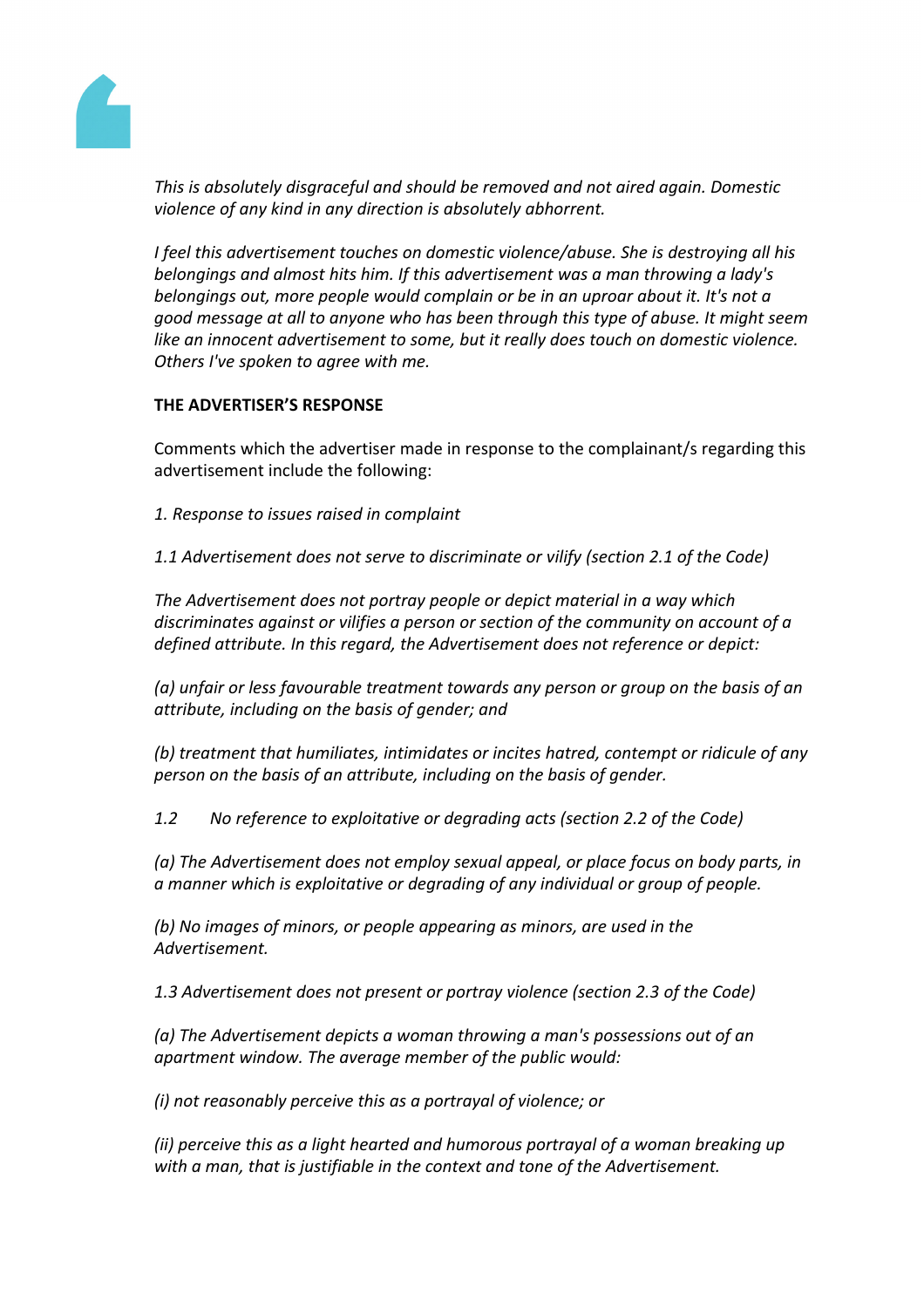*This is absolutely disgraceful and should be removed and not aired again. Domestic violence of any kind in any direction is absolutely abhorrent.*

*I feel this advertisement touches on domestic violence/abuse. She is destroying all his belongings and almost hits him. If this advertisement was a man throwing a lady's belongings out, more people would complain or be in an uproar about it. It's not a good message at all to anyone who has been through this type of abuse. It might seem like an innocent advertisement to some, but it really does touch on domestic violence. Others I've spoken to agree with me.*

**THE ADVERTISER'S RESPONSE**

Comments which the advertiser made in response to the complainant/s regarding this advertisement include the following:

*1. Response to issues raised in complaint*

*1.1 Advertisement does not serve to discriminate or vilify (section 2.1 of the Code)*

*The Advertisement does not portray people or depict material in a way which discriminates against or vilifies a person or section of the community on account of a defined attribute. In this regard, the Advertisement does not reference or depict:*

*(a) unfair or less favourable treatment towards any person or group on the basis of an attribute, including on the basis of gender; and*

*(b) treatment that humiliates, intimidates or incites hatred, contempt or ridicule of any person on the basis of an attribute, including on the basis of gender.*

*1.2 No reference to exploitative or degrading acts (section 2.2 of the Code)*

*(a) The Advertisement does not employ sexual appeal, or place focus on body parts, in a manner which is exploitative or degrading of any individual or group of people.*

*(b) No images of minors, or people appearing as minors, are used in the Advertisement.*

*1.3 Advertisement does not present or portray violence (section 2.3 of the Code)*

*(a) The Advertisement depicts a woman throwing a man's possessions out of an apartment window. The average member of the public would:*

*(i) not reasonably perceive this as a portrayal of violence; or*

*(ii) perceive this as a light hearted and humorous portrayal of a woman breaking up with a man, that is justifiable in the context and tone of the Advertisement.*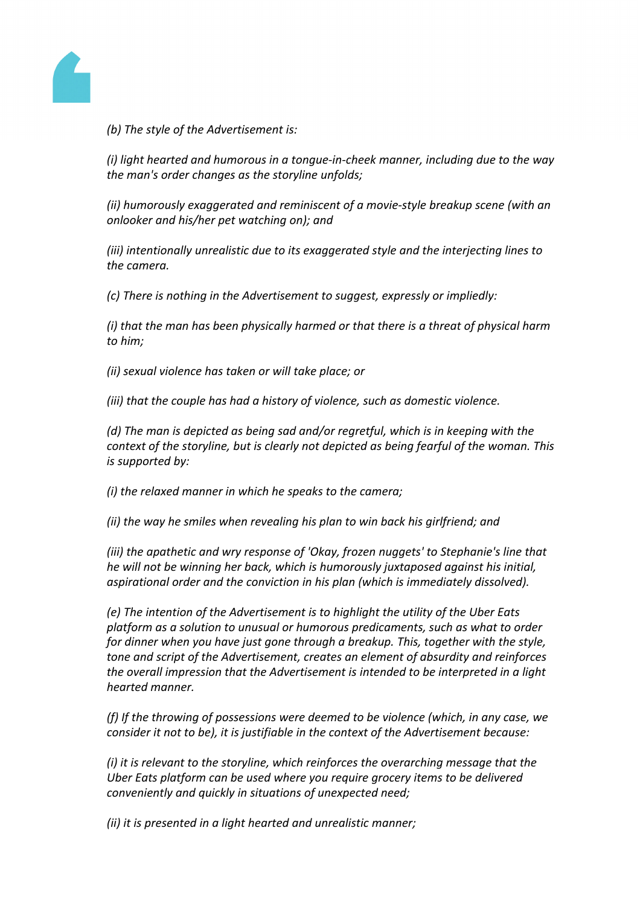*(b) The style of the Advertisement is:*

*(i) light hearted and humorous in a tongue-in-cheek manner, including due to the way the man's order changes as the storyline unfolds;*

*(ii) humorously exaggerated and reminiscent of a movie-style breakup scene (with an onlooker and his/her pet watching on); and*

*(iii) intentionally unrealistic due to its exaggerated style and the interjecting lines to the camera.*

*(c) There is nothing in the Advertisement to suggest, expressly or impliedly:*

*(i) that the man has been physically harmed or that there is a threat of physical harm to him;*

*(ii) sexual violence has taken or will take place; or*

*(iii) that the couple has had a history of violence, such as domestic violence.*

*(d) The man is depicted as being sad and/or regretful, which is in keeping with the context of the storyline, but is clearly not depicted as being fearful of the woman. This is supported by:*

*(i) the relaxed manner in which he speaks to the camera;*

*(ii) the way he smiles when revealing his plan to win back his girlfriend; and*

*(iii) the apathetic and wry response of 'Okay, frozen nuggets' to Stephanie's line that he will not be winning her back, which is humorously juxtaposed against his initial, aspirational order and the conviction in his plan (which is immediately dissolved).*

*(e) The intention of the Advertisement is to highlight the utility of the Uber Eats platform as a solution to unusual or humorous predicaments, such as what to order for dinner when you have just gone through a breakup. This, together with the style, tone and script of the Advertisement, creates an element of absurdity and reinforces the overall impression that the Advertisement is intended to be interpreted in a light hearted manner.*

*(f) If the throwing of possessions were deemed to be violence (which, in any case, we consider it not to be), it is justifiable in the context of the Advertisement because:*

*(i) it is relevant to the storyline, which reinforces the overarching message that the Uber Eats platform can be used where you require grocery items to be delivered conveniently and quickly in situations of unexpected need;*

*(ii) it is presented in a light hearted and unrealistic manner;*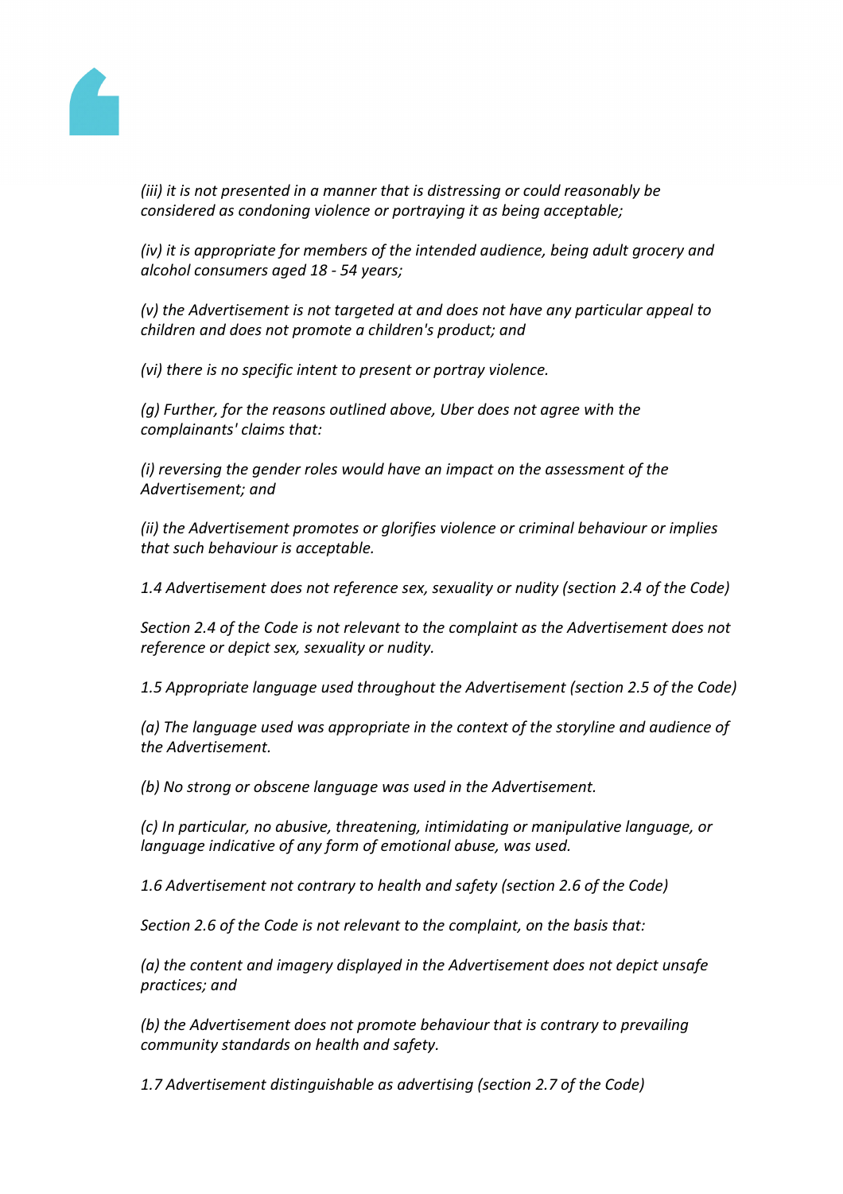*(iii) it is not presented in a manner that is distressing or could reasonably be considered as condoning violence or portraying it as being acceptable;*

*(iv) it is appropriate for members of the intended audience, being adult grocery and alcohol consumers aged 18 - 54 years;*

*(v) the Advertisement is not targeted at and does not have any particular appeal to children and does not promote a children's product; and*

*(vi) there is no specific intent to present or portray violence.*

*(g) Further, for the reasons outlined above, Uber does not agree with the complainants' claims that:*

*(i) reversing the gender roles would have an impact on the assessment of the Advertisement; and*

*(ii) the Advertisement promotes or glorifies violence or criminal behaviour or implies that such behaviour is acceptable.*

*1.4 Advertisement does not reference sex, sexuality or nudity (section 2.4 of the Code)*

*Section 2.4 of the Code is not relevant to the complaint as the Advertisement does not reference or depict sex, sexuality or nudity.*

*1.5 Appropriate language used throughout the Advertisement (section 2.5 of the Code)*

*(a) The language used was appropriate in the context of the storyline and audience of the Advertisement.*

*(b) No strong or obscene language was used in the Advertisement.*

*(c) In particular, no abusive, threatening, intimidating or manipulative language, or language indicative of any form of emotional abuse, was used.*

*1.6 Advertisement not contrary to health and safety (section 2.6 of the Code)*

*Section 2.6 of the Code is not relevant to the complaint, on the basis that:*

*(a) the content and imagery displayed in the Advertisement does not depict unsafe practices; and*

*(b) the Advertisement does not promote behaviour that is contrary to prevailing community standards on health and safety.*

*1.7 Advertisement distinguishable as advertising (section 2.7 of the Code)*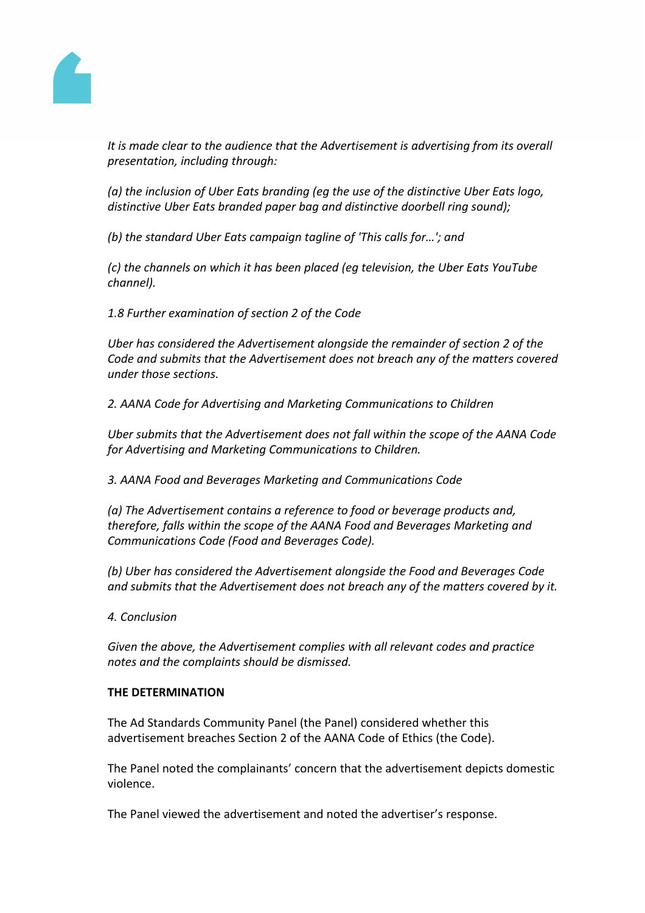*It is made clear to the audience that the Advertisement is advertising from its overall presentation, including through:*

*(a) the inclusion of Uber Eats branding (eg the use of the distinctive Uber Eats logo, distinctive Uber Eats branded paper bag and distinctive doorbell ring sound);*

*(b) the standard Uber Eats campaign tagline of 'This calls for…'; and*

*(c) the channels on which it has been placed (eg television, the Uber Eats YouTube channel).*

*1.8 Further examination of section 2 of the Code*

*Uber has considered the Advertisement alongside the remainder of section 2 of the Code and submits that the Advertisement does not breach any of the matters covered under those sections.*

*2. AANA Code for Advertising and Marketing Communications to Children*

*Uber submits that the Advertisement does not fall within the scope of the AANA Code for Advertising and Marketing Communications to Children.*

*3. AANA Food and Beverages Marketing and Communications Code*

*(a) The Advertisement contains a reference to food or beverage products and, therefore, falls within the scope of the AANA Food and Beverages Marketing and Communications Code (Food and Beverages Code).*

*(b) Uber has considered the Advertisement alongside the Food and Beverages Code and submits that the Advertisement does not breach any of the matters covered by it.*

*4. Conclusion*

*Given the above, the Advertisement complies with all relevant codes and practice notes and the complaints should be dismissed.*

**THE DETERMINATION**

The Ad Standards Community Panel (the Panel) considered whether this advertisement breaches Section 2 of the AANA Code of Ethics (the Code).

The Panel noted the complainants' concern that the advertisement depicts domestic violence.

The Panel viewed the advertisement and noted the advertiser's response.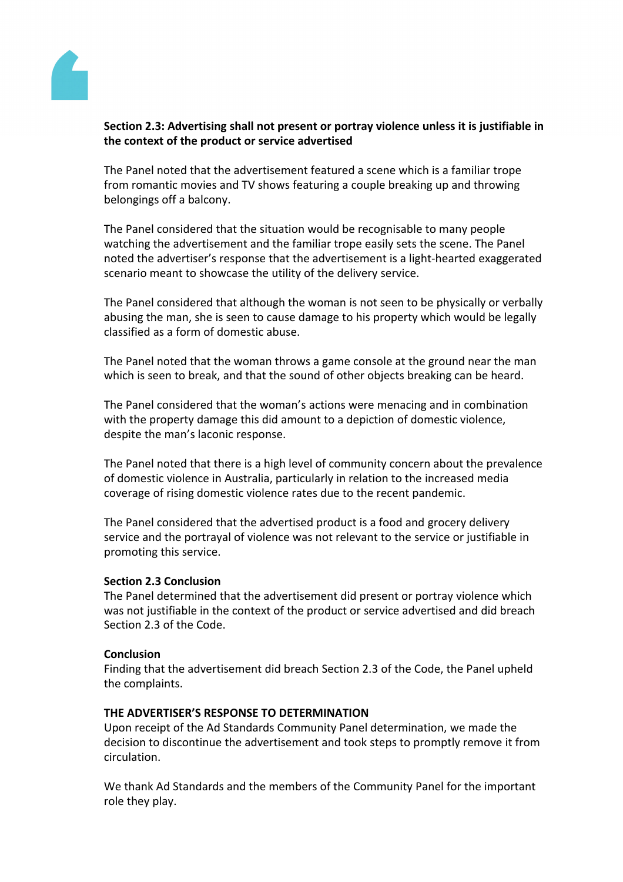**Section 2.3: Advertising shall not present or portray violence unless it is justifiable in the context of the product or service advertised**

The Panel noted that the advertisement featured a scene which is a familiar trope from romantic movies and TV shows featuring a couple breaking up and throwing belongings off a balcony.

The Panel considered that the situation would be recognisable to many people watching the advertisement and the familiar trope easily sets the scene. The Panel noted the advertiser's response that the advertisement is a light-hearted exaggerated scenario meant to showcase the utility of the delivery service.

The Panel considered that although the woman is not seen to be physically or verbally abusing the man, she is seen to cause damage to his property which would be legally classified as a form of domestic abuse.

The Panel noted that the woman throws a game console at the ground near the man which is seen to break, and that the sound of other objects breaking can be heard.

The Panel considered that the woman's actions were menacing and in combination with the property damage this did amount to a depiction of domestic violence, despite the man's laconic response.

The Panel noted that there is a high level of community concern about the prevalence of domestic violence in Australia, particularly in relation to the increased media coverage of rising domestic violence rates due to the recent pandemic.

The Panel considered that the advertised product is a food and grocery delivery service and the portrayal of violence was not relevant to the service or justifiable in promoting this service.

**Section 2.3 Conclusion**
The Panel determined that the advertisement did present or portray violence which was not justifiable in the context of the product or service advertised and did breach Section 2.3 of the Code.

**Conclusion**
Finding that the advertisement did breach Section 2.3 of the Code, the Panel upheld the complaints.

**THE ADVERTISER'S RESPONSE TO DETERMINATION**
Upon receipt of the Ad Standards Community Panel determination, we made the decision to discontinue the advertisement and took steps to promptly remove it from circulation.

We thank Ad Standards and the members of the Community Panel for the important role they play.